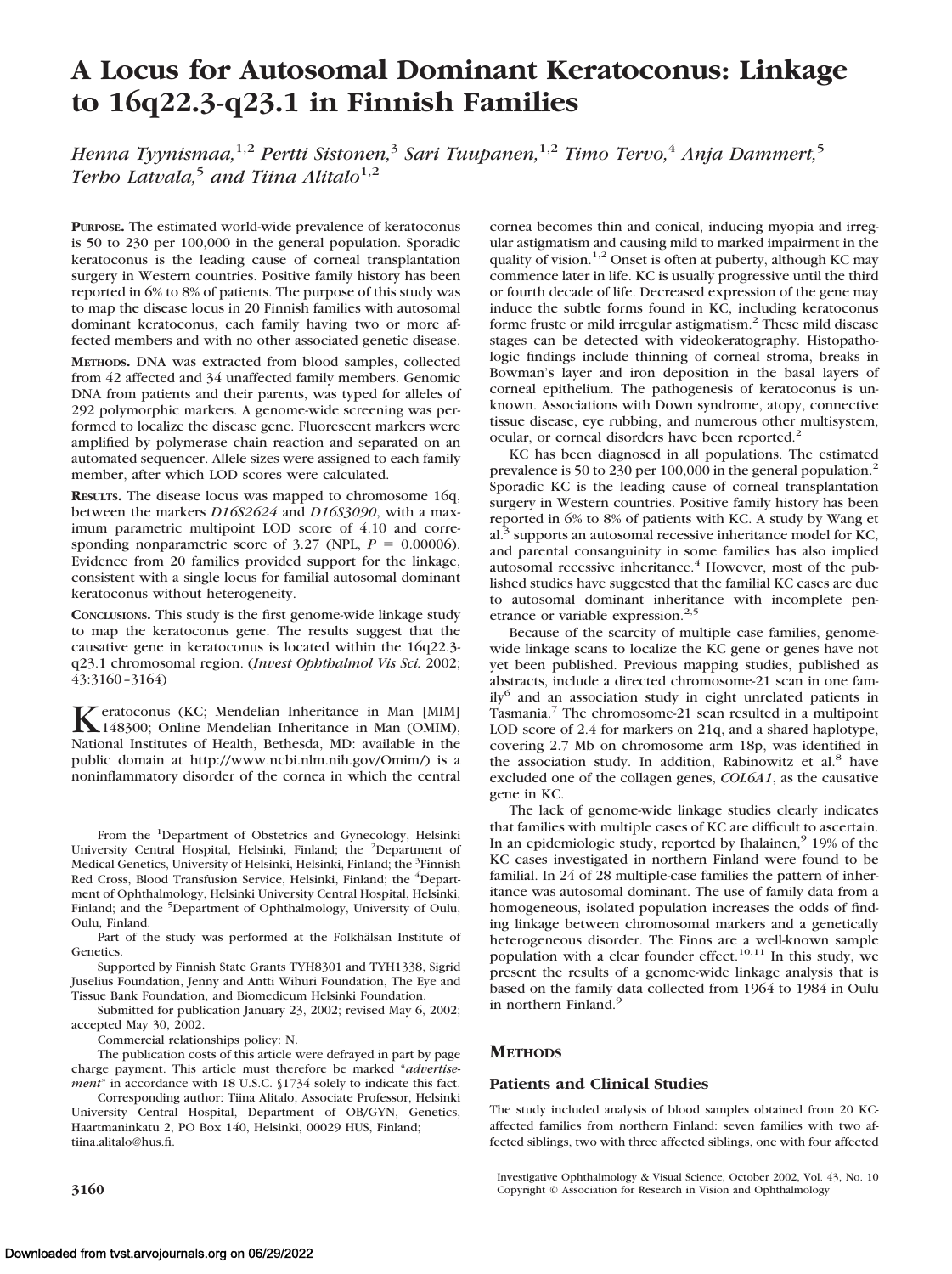# A Locus for Autosomal Dominant Keratoconus: Linkage to 16q22.3-q23.1 in Finnish Families

*Henna Tyynismaa,[1,2] Pertti Sistonen,[3] Sari Tuupanen,[1,2] Timo Tervo,[4] Anja Dammert,[5] Terho Latvala,[5] and Tiina Alitalo[1,2]*

**PURPOSE.** The estimated world-wide prevalence of keratoconus is 50 to 230 per 100,000 in the general population. Sporadic keratoconus is the leading cause of corneal transplantation surgery in Western countries. Positive family history has been reported in 6% to 8% of patients. The purpose of this study was to map the disease locus in 20 Finnish families with autosomal dominant keratoconus, each family having two or more affected members and with no other associated genetic disease.

**METHODS.** DNA was extracted from blood samples, collected from 42 affected and 34 unaffected family members. Genomic DNA from patients and their parents, was typed for alleles of 292 polymorphic markers. A genome-wide screening was performed to localize the disease gene. Fluorescent markers were amplified by polymerase chain reaction and separated on an automated sequencer. Allele sizes were assigned to each family member, after which LOD scores were calculated.

**RESULTS.** The disease locus was mapped to chromosome 16q, between the markers *D16S2624* and *D16S3090*, with a maximum parametric multipoint LOD score of 4.10 and corresponding nonparametric score of 3.27 (NPL, $P = 0.00006$). Evidence from 20 families provided support for the linkage, consistent with a single locus for familial autosomal dominant keratoconus without heterogeneity.

**CONCLUSIONS.** This study is the first genome-wide linkage study to map the keratoconus gene. The results suggest that the causative gene in keratoconus is located within the 16q22.3-q23.1 chromosomal region. (*Invest Ophthalmol Vis Sci.* 2002; 43:3160–3164)

Keratoconus (KC; Mendelian Inheritance in Man [MIM] 148300; Online Mendelian Inheritance in Man (OMIM), National Institutes of Health, Bethesda, MD: available in the public domain at http://www.ncbi.nlm.nih.gov/Omim/) is a noninflammatory disorder of the cornea in which the central cornea becomes thin and conical, inducing myopia and irregular astigmatism and causing mild to marked impairment in the quality of vision.[1,2] Onset is often at puberty, although KC may commence later in life. KC is usually progressive until the third or fourth decade of life. Decreased expression of the gene may induce the subtle forms found in KC, including keratoconus forme fruste or mild irregular astigmatism.[2] These mild disease stages can be detected with videokeratography. Histopathologic findings include thinning of corneal stroma, breaks in Bowman's layer and iron deposition in the basal layers of corneal epithelium. The pathogenesis of keratoconus is unknown. Associations with Down syndrome, atopy, connective tissue disease, eye rubbing, and numerous other multisystem, ocular, or corneal disorders have been reported.[2]

KC has been diagnosed in all populations. The estimated prevalence is 50 to 230 per 100,000 in the general population.[2] Sporadic KC is the leading cause of corneal transplantation surgery in Western countries. Positive family history has been reported in 6% to 8% of patients with KC. A study by Wang et al.[3] supports an autosomal recessive inheritance model for KC, and parental consanguinity in some families has also implied autosomal recessive inheritance.[4] However, most of the published studies have suggested that the familial KC cases are due to autosomal dominant inheritance with incomplete penetrance or variable expression.[2,5]

Because of the scarcity of multiple case families, genome-wide linkage scans to localize the KC gene or genes have not yet been published. Previous mapping studies, published as abstracts, include a directed chromosome-21 scan in one family[6] and an association study in eight unrelated patients in Tasmania.[7] The chromosome-21 scan resulted in a multipoint LOD score of 2.4 for markers on 21q, and a shared haplotype, covering 2.7 Mb on chromosome arm 18p, was identified in the association study. In addition, Rabinowitz et al.[8] have excluded one of the collagen genes, *COL6A1*, as the causative gene in KC.

The lack of genome-wide linkage studies clearly indicates that families with multiple cases of KC are difficult to ascertain. In an epidemiologic study, reported by Ihalainen,[9] 19% of the KC cases investigated in northern Finland were found to be familial. In 24 of 28 multiple-case families the pattern of inheritance was autosomal dominant. The use of family data from a homogeneous, isolated population increases the odds of finding linkage between chromosomal markers and a genetically heterogeneous disorder. The Finns are a well-known sample population with a clear founder effect.[10,11] In this study, we present the results of a genome-wide linkage analysis that is based on the family data collected from 1964 to 1984 in Oulu in northern Finland.[9]

## METHODS

### Patients and Clinical Studies

The study included analysis of blood samples obtained from 20 KC-affected families from northern Finland: seven families with two affected siblings, two with three affected siblings, one with four affected

---

From the [1]Department of Obstetrics and Gynecology, Helsinki University Central Hospital, Helsinki, Finland; the [2]Department of Medical Genetics, University of Helsinki, Helsinki, Finland; the [3]Finnish Red Cross, Blood Transfusion Service, Helsinki, Finland; the [4]Department of Ophthalmology, Helsinki University Central Hospital, Helsinki, Finland; and the [5]Department of Ophthalmology, University of Oulu, Oulu, Finland.

Part of the study was performed at the Folkhälsan Institute of Genetics.

Supported by Finnish State Grants TYH8301 and TYH1338, Sigrid Juselius Foundation, Jenny and Antti Wihuri Foundation, The Eye and Tissue Bank Foundation, and Biomedicum Helsinki Foundation.

Submitted for publication January 23, 2002; revised May 6, 2002; accepted May 30, 2002.

Commercial relationships policy: N.

The publication costs of this article were defrayed in part by page charge payment. This article must therefore be marked "*advertisement*" in accordance with 18 U.S.C. §1734 solely to indicate this fact.

Corresponding author: Tiina Alitalo, Associate Professor, Helsinki University Central Hospital, Department of OB/GYN, Genetics, Haartmaninkatu 2, PO Box 140, Helsinki, 00029 HUS, Finland; tiina.alitalo@hus.fi.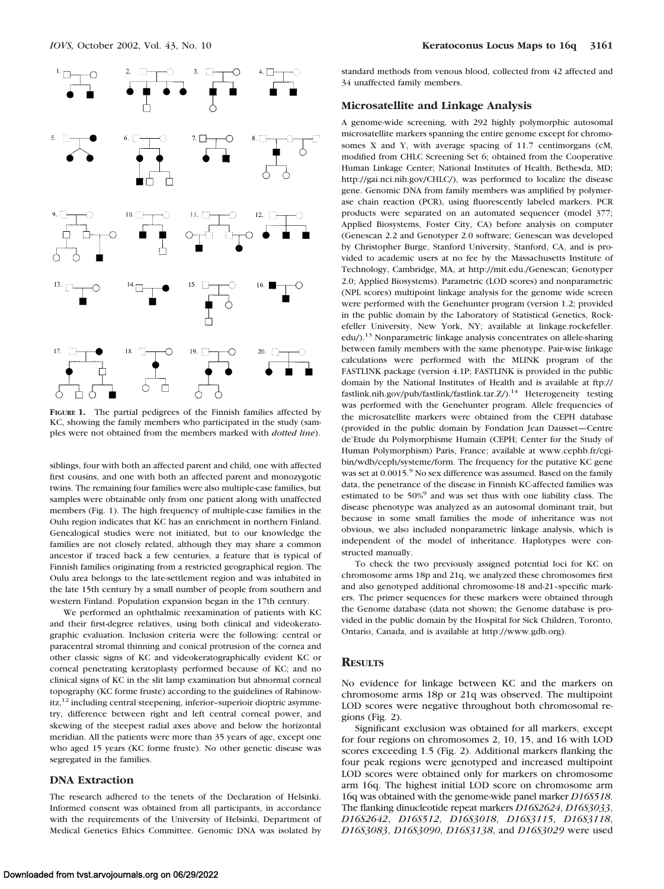**FIGURE 1.** The partial pedigrees of the Finnish families affected by KC, showing the family members who participated in the study (samples were not obtained from the members marked with *dotted line*).

siblings, four with both an affected parent and child, one with affected first cousins, and one with both an affected parent and monozygotic twins. The remaining four families were also multiple-case families, but samples were obtainable only from one patient along with unaffected members (Fig. 1). The high frequency of multiple-case families in the Oulu region indicates that KC has an enrichment in northern Finland. Genealogical studies were not initiated, but to our knowledge the families are not closely related, although they may share a common ancestor if traced back a few centuries, a feature that is typical of Finnish families originating from a restricted geographical region. The Oulu area belongs to the late-settlement region and was inhabited in the late 15th century by a small number of people from southern and western Finland. Population expansion began in the 17th century.

We performed an ophthalmic reexamination of patients with KC and their first-degree relatives, using both clinical and videokeratographic evaluation. Inclusion criteria were the following: central or paracentral stromal thinning and conical protrusion of the cornea and other classic signs of KC and videokeratographically evident KC or corneal penetrating keratoplasty performed because of KC; and no clinical signs of KC in the slit lamp examination but abnormal corneal topography (KC forme fruste) according to the guidelines of Rabinowitz,[12] including central steepening, inferior–superioir dioptric asymmetry, difference between right and left central corneal power, and skewing of the steepest radial axes above and below the horizontal meridian. All the patients were more than 35 years of age, except one who aged 15 years (KC forme fruste). No other genetic disease was segregated in the families.

### DNA Extraction

The research adhered to the tenets of the Declaration of Helsinki. Informed consent was obtained from all participants, in accordance with the requirements of the University of Helsinki, Department of Medical Genetics Ethics Committee. Genomic DNA was isolated by standard methods from venous blood, collected from 42 affected and 34 unaffected family members.

### Microsatellite and Linkage Analysis

A genome-wide screening, with 292 highly polymorphic autosomal microsatellite markers spanning the entire genome except for chromosomes X and Y, with average spacing of 11.7 centimorgans (cM, modified from CHLC Screening Set 6; obtained from the Cooperative Human Linkage Center; National Institutes of Health, Bethesda, MD; http://gai.nci.nih.gov/CHLC/), was performed to localize the disease gene. Genomic DNA from family members was amplified by polymerase chain reaction (PCR), using fluorescently labeled markers. PCR products were separated on an automated sequencer (model 377; Applied Biosystems, Foster City, CA) before analysis on computer (Genescan 2.2 and Genotyper 2.0 software; Genescan was developed by Christopher Burge, Stanford University, Stanford, CA, and is provided to academic users at no fee by the Massachusetts Institute of Technology, Cambridge, MA, at http://mit.edu./Genescan; Genotyper 2.0; Applied Biosystems). Parametric (LOD scores) and nonparametric (NPL scores) multipoint linkage analysis for the genome wide screen were performed with the Genehunter program (version 1.2; provided in the public domain by the Laboratory of Statistical Genetics, Rockefeller University, New York, NY; available at linkage.rockefeller.edu/).[13] Nonparametric linkage analysis concentrates on allele-sharing between family members with the same phenotype. Pair-wise linkage calculations were performed with the MLINK program of the FASTLINK package (version 4.1P; FASTLINK is provided in the public domain by the National Institutes of Health and is available at ftp://fastlink.nih.gov/pub/fastlink/fastlink.tar.Z/).[14] Heterogeneity testing was performed with the Genehunter program. Allele frequencies of the microsatellite markers were obtained from the CEPH database (provided in the public domain by Fondation Jean Dausset—Centre de'Etude du Polymorphisme Humain (CEPH; Center for the Study of Human Polymorphism) Paris, France; available at www.cephb.fr/cgi-bin/wdb/ceph/systeme/form. The frequency for the putative KC gene was set at 0.0015.[9] No sex difference was assumed. Based on the family data, the penetrance of the disease in Finnish KC-affected families was estimated to be 50%[9] and was set thus with one liability class. The disease phenotype was analyzed as an autosomal dominant trait, but because in some small families the mode of inheritance was not obvious, we also included nonparametric linkage analysis, which is independent of the model of inheritance. Haplotypes were constructed manually.

To check the two previously assigned potential loci for KC on chromosome arms 18p and 21q, we analyzed these chromosomes first and also genotyped additional chromosome-18 and-21–specific markers. The primer sequences for these markers were obtained through the Genome database (data not shown; the Genome database is provided in the public domain by the Hospital for Sick Children, Toronto, Ontario, Canada, and is available at http://www.gdb.org).

## RESULTS

No evidence for linkage between KC and the markers on chromosome arms 18p or 21q was observed. The multipoint LOD scores were negative throughout both chromosomal regions (Fig. 2).

Significant exclusion was obtained for all markers, except for four regions on chromosomes 2, 10, 15, and 16 with LOD scores exceeding 1.5 (Fig. 2). Additional markers flanking the four peak regions were genotyped and increased multipoint LOD scores were obtained only for markers on chromosome arm 16q. The highest initial LOD score on chromosome arm 16q was obtained with the genome-wide panel marker *D16S518*. The flanking dinucleotide repeat markers *D16S2624*, *D16S3033*, *D16S2642*, *D16S512*, *D16S3018*, *D16S3115*, *D16S3118*, *D16S3083*, *D16S3090*, *D16S3138*, and *D16S3029* were used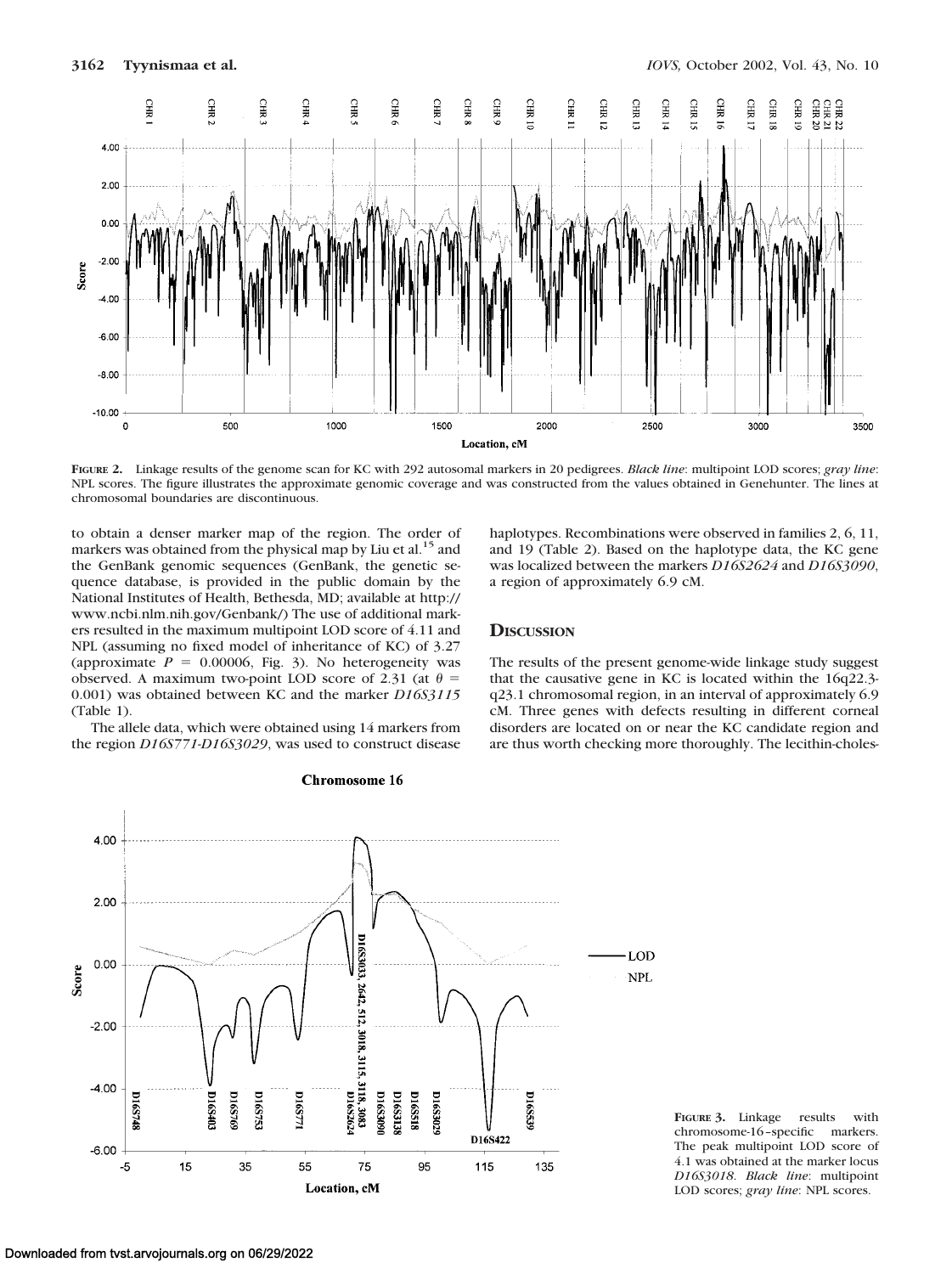**Figure 2.** Linkage results of the genome scan for KC with 292 autosomal markers in 20 pedigrees. *Black line*: multipoint LOD scores; *gray line*: NPL scores. The figure illustrates the approximate genomic coverage and was constructed from the values obtained in Genehunter. The lines at chromosomal boundaries are discontinuous.

to obtain a denser marker map of the region. The order of markers was obtained from the physical map by Liu et al.[15] and the GenBank genomic sequences (GenBank, the genetic sequence database, is provided in the public domain by the National Institutes of Health, Bethesda, MD; available at http://www.ncbi.nlm.nih.gov/Genbank/) The use of additional markers resulted in the maximum multipoint LOD score of 4.11 and NPL (assuming no fixed model of inheritance of KC) of 3.27 (approximate $P = 0.00006$, Fig. 3). No heterogeneity was observed. A maximum two-point LOD score of 2.31 (at $\theta = 0.001$) was obtained between KC and the marker *D16S3115* (Table 1).

The allele data, which were obtained using 14 markers from the region *D16S771-D16S3029*, was used to construct disease haplotypes. Recombinations were observed in families 2, 6, 11, and 19 (Table 2). Based on the haplotype data, the KC gene was localized between the markers *D16S2624* and *D16S3090*, a region of approximately 6.9 cM.

## Discussion

The results of the present genome-wide linkage study suggest that the causative gene in KC is located within the 16q22.3-q23.1 chromosomal region, in an interval of approximately 6.9 cM. Three genes with defects resulting in different corneal disorders are located on or near the KC candidate region and are thus worth checking more thoroughly. The lecithin-choles-

**Figure 3.** Linkage results with chromosome-16–specific markers. The peak multipoint LOD score of 4.1 was obtained at the marker locus *D16S3018*. *Black line*: multipoint LOD scores; *gray line*: NPL scores.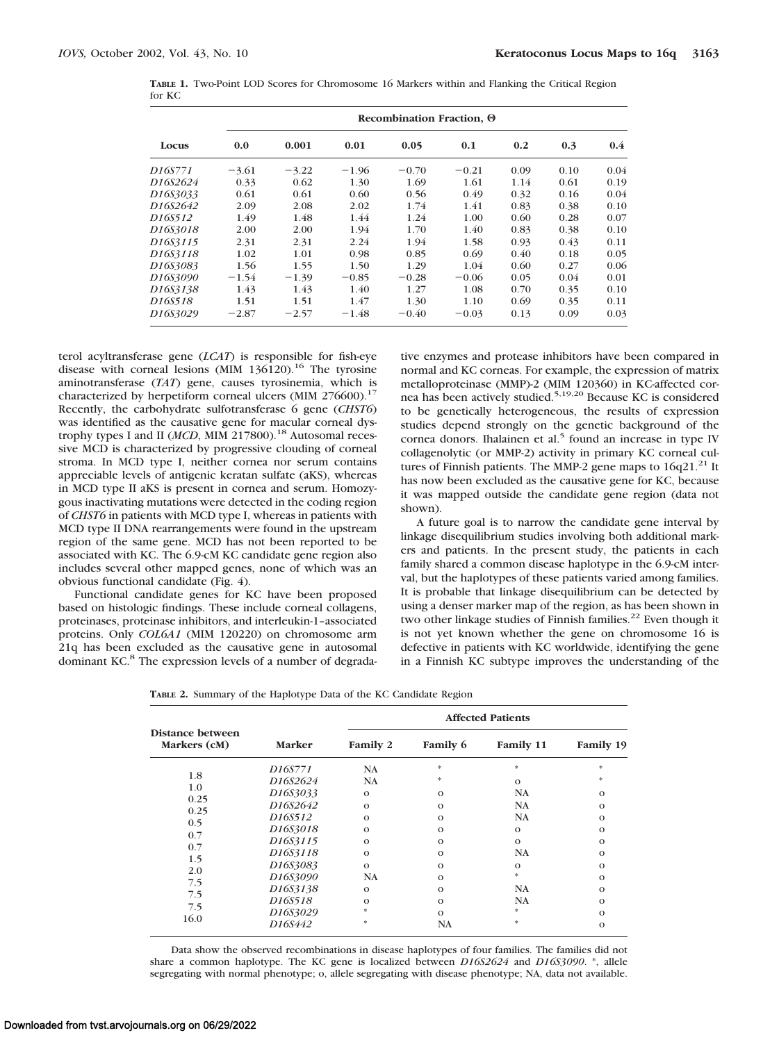**TABLE 1.** Two-Point LOD Scores for Chromosome 16 Markers within and Flanking the Critical Region for KC

| Locus | Recombination Fraction, Θ | | | | | | | |
|---|---|---|---|---|---|---|---|---|
| | 0.0 | 0.001 | 0.01 | 0.05 | 0.1 | 0.2 | 0.3 | 0.4 |
| *D16S771* | −3.61 | −3.22 | −1.96 | −0.70 | −0.21 | 0.09 | 0.10 | 0.04 |
| *D16S2624* | 0.33 | 0.62 | 1.30 | 1.69 | 1.61 | 1.14 | 0.61 | 0.19 |
| *D16S3033* | 0.61 | 0.61 | 0.60 | 0.56 | 0.49 | 0.32 | 0.16 | 0.04 |
| *D16S2642* | 2.09 | 2.08 | 2.02 | 1.74 | 1.41 | 0.83 | 0.38 | 0.10 |
| *D16S512* | 1.49 | 1.48 | 1.44 | 1.24 | 1.00 | 0.60 | 0.28 | 0.07 |
| *D16S3018* | 2.00 | 2.00 | 1.94 | 1.70 | 1.40 | 0.83 | 0.38 | 0.10 |
| *D16S3115* | 2.31 | 2.31 | 2.24 | 1.94 | 1.58 | 0.93 | 0.43 | 0.11 |
| *D16S3118* | 1.02 | 1.01 | 0.98 | 0.85 | 0.69 | 0.40 | 0.18 | 0.05 |
| *D16S3083* | 1.56 | 1.55 | 1.50 | 1.29 | 1.04 | 0.60 | 0.27 | 0.06 |
| *D16S3090* | −1.54 | −1.39 | −0.85 | −0.28 | −0.06 | 0.05 | 0.04 | 0.01 |
| *D16S3138* | 1.43 | 1.43 | 1.40 | 1.27 | 1.08 | 0.70 | 0.35 | 0.10 |
| *D16S518* | 1.51 | 1.51 | 1.47 | 1.30 | 1.10 | 0.69 | 0.35 | 0.11 |
| *D16S3029* | −2.87 | −2.57 | −1.48 | −0.40 | −0.03 | 0.13 | 0.09 | 0.03 |

terol acyltransferase gene (*LCAT*) is responsible for fish-eye disease with corneal lesions (MIM 136120).[16] The tyrosine aminotransferase (*TAT*) gene, causes tyrosinemia, which is characterized by herpetiform corneal ulcers (MIM 276600).[17] Recently, the carbohydrate sulfotransferase 6 gene (*CHST6*) was identified as the causative gene for macular corneal dystrophy types I and II (*MCD*, MIM 217800).[18] Autosomal recessive MCD is characterized by progressive clouding of corneal stroma. In MCD type I, neither cornea nor serum contains appreciable levels of antigenic keratan sulfate (aKS), whereas in MCD type II aKS is present in cornea and serum. Homozygous inactivating mutations were detected in the coding region of *CHST6* in patients with MCD type I, whereas in patients with MCD type II DNA rearrangements were found in the upstream region of the same gene. MCD has not been reported to be associated with KC. The 6.9-cM KC candidate gene region also includes several other mapped genes, none of which was an obvious functional candidate (Fig. 4).

Functional candidate genes for KC have been proposed based on histologic findings. These include corneal collagens, proteinases, proteinase inhibitors, and interleukin-1–associated proteins. Only *COL6A1* (MIM 120220) on chromosome arm 21q has been excluded as the causative gene in autosomal dominant KC.[8] The expression levels of a number of degradative enzymes and protease inhibitors have been compared in normal and KC corneas. For example, the expression of matrix metalloproteinase (MMP)-2 (MIM 120360) in KC-affected cornea has been actively studied.[5,19,20] Because KC is considered to be genetically heterogeneous, the results of expression studies depend strongly on the genetic background of the cornea donors. Ihalainen et al.[5] found an increase in type IV collagenolytic (or MMP-2) activity in primary KC corneal cultures of Finnish patients. The MMP-2 gene maps to 16q21.[21] It has now been excluded as the causative gene for KC, because it was mapped outside the candidate gene region (data not shown).

A future goal is to narrow the candidate gene interval by linkage disequilibrium studies involving both additional markers and patients. In the present study, the patients in each family shared a common disease haplotype in the 6.9-cM interval, but the haplotypes of these patients varied among families. It is probable that linkage disequilibrium can be detected by using a denser marker map of the region, as has been shown in two other linkage studies of Finnish families.[22] Even though it is not yet known whether the gene on chromosome 16 is defective in patients with KC worldwide, identifying the gene in a Finnish KC subtype improves the understanding of the

**TABLE 2.** Summary of the Haplotype Data of the KC Candidate Region

| Distance between Markers (cM) | Marker | Affected Patients | | | |
|---|---|---|---|---|---|
| | | Family 2 | Family 6 | Family 11 | Family 19 |
| | *D16S771* | NA | * | * | * |
| 1.8 | *D16S2624* | NA | * | o | * |
| 1.0 | *D16S3033* | o | o | NA | o |
| 0.25 | *D16S2642* | o | o | NA | o |
| 0.25 | *D16S512* | o | o | NA | o |
| 0.5 | *D16S3018* | o | o | o | o |
| 0.7 | *D16S3115* | o | o | o | o |
| 0.7 | *D16S3118* | o | o | NA | o |
| 1.5 | *D16S3083* | o | o | o | o |
| 2.0 | *D16S3090* | NA | o | * | o |
| 7.5 | *D16S3138* | o | o | NA | o |
| 7.5 | *D16S518* | o | o | NA | o |
| 7.5 | *D16S3029* | * | o | * | o |
| 16.0 | *D16S442* | * | NA | * | o |

Data show the observed recombinations in disease haplotypes of four families. The families did not share a common haplotype. The KC gene is localized between *D16S2624* and *D16S3090*. *, allele segregating with normal phenotype; o, allele segregating with disease phenotype; NA, data not available.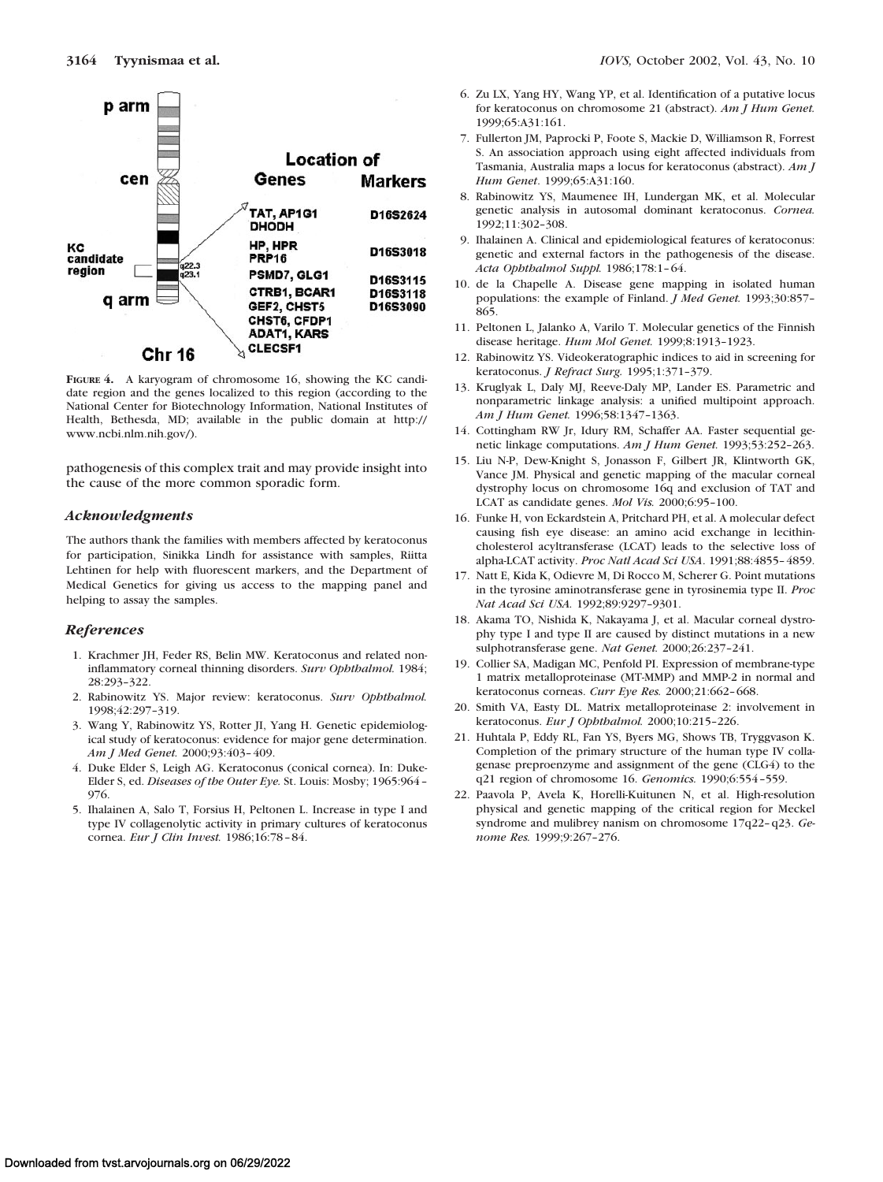p arm

cen

KC candidate region

q22.3
q23.1

q arm

Chr 16

Location of

Genes

Markers

TAT, AP1G1
DHODH

D16S2624

HP, HPR
PRP16

D16S3018

PSMD7, GLG1

D16S3115

CTRB1, BCAR1

D16S3118

GEF2, CHST5

D16S3090

CHST6, CFDP1
ADAT1, KARS
CLECSF1

**FIGURE 4.** A karyogram of chromosome 16, showing the KC candidate region and the genes localized to this region (according to the National Center for Biotechnology Information, National Institutes of Health, Bethesda, MD; available in the public domain at http://www.ncbi.nlm.nih.gov/).

pathogenesis of this complex trait and may provide insight into the cause of the more common sporadic form.

### *Acknowledgments*

The authors thank the families with members affected by keratoconus for participation, Sinikka Lindh for assistance with samples, Riitta Lehtinen for help with fluorescent markers, and the Department of Medical Genetics for giving us access to the mapping panel and helping to assay the samples.

### *References*

1. Krachmer JH, Feder RS, Belin MW. Keratoconus and related noninflammatory corneal thinning disorders. *Surv Ophthalmol.* 1984;28:293–322.
2. Rabinowitz YS. Major review: keratoconus. *Surv Ophthalmol.* 1998;42:297–319.
3. Wang Y, Rabinowitz YS, Rotter JI, Yang H. Genetic epidemiological study of keratoconus: evidence for major gene determination. *Am J Med Genet.* 2000;93:403–409.
4. Duke Elder S, Leigh AG. Keratoconus (conical cornea). In: Duke-Elder S, ed. *Diseases of the Outer Eye.* St. Louis: Mosby; 1965:964–976.
5. Ihalainen A, Salo T, Forsius H, Peltonen L. Increase in type I and type IV collagenolytic activity in primary cultures of keratoconus cornea. *Eur J Clin Invest.* 1986;16:78–84.
6. Zu LX, Yang HY, Wang YP, et al. Identification of a putative locus for keratoconus on chromosome 21 (abstract). *Am J Hum Genet.* 1999;65:A31:161.
7. Fullerton JM, Paprocki P, Foote S, Mackie D, Williamson R, Forrest S. An association approach using eight affected individuals from Tasmania, Australia maps a locus for keratoconus (abstract). *Am J Hum Genet*. 1999;65:A31:160.
8. Rabinowitz YS, Maumenee IH, Lundergan MK, et al. Molecular genetic analysis in autosomal dominant keratoconus. *Cornea.* 1992;11:302–308.
9. Ihalainen A. Clinical and epidemiological features of keratoconus: genetic and external factors in the pathogenesis of the disease. *Acta Ophthalmol Suppl.* 1986;178:1–64.
10. de la Chapelle A. Disease gene mapping in isolated human populations: the example of Finland. *J Med Genet.* 1993;30:857–865.
11. Peltonen L, Jalanko A, Varilo T. Molecular genetics of the Finnish disease heritage. *Hum Mol Genet.* 1999;8:1913–1923.
12. Rabinowitz YS. Videokeratographic indices to aid in screening for keratoconus. *J Refract Surg.* 1995;1:371–379.
13. Kruglyak L, Daly MJ, Reeve-Daly MP, Lander ES. Parametric and nonparametric linkage analysis: a unified multipoint approach. *Am J Hum Genet.* 1996;58:1347–1363.
14. Cottingham RW Jr, Idury RM, Schaffer AA. Faster sequential genetic linkage computations. *Am J Hum Genet.* 1993;53:252–263.
15. Liu N-P, Dew-Knight S, Jonasson F, Gilbert JR, Klintworth GK, Vance JM. Physical and genetic mapping of the macular corneal dystrophy locus on chromosome 16q and exclusion of TAT and LCAT as candidate genes. *Mol Vis.* 2000;6:95–100.
16. Funke H, von Eckardstein A, Pritchard PH, et al. A molecular defect causing fish eye disease: an amino acid exchange in lecithin-cholesterol acyltransferase (LCAT) leads to the selective loss of alpha-LCAT activity. *Proc Natl Acad Sci USA*. 1991;88:4855–4859.
17. Natt E, Kida K, Odievre M, Di Rocco M, Scherer G. Point mutations in the tyrosine aminotransferase gene in tyrosinemia type II. *Proc Nat Acad Sci USA.* 1992;89:9297–9301.
18. Akama TO, Nishida K, Nakayama J, et al. Macular corneal dystrophy type I and type II are caused by distinct mutations in a new sulphotransferase gene. *Nat Genet.* 2000;26:237–241.
19. Collier SA, Madigan MC, Penfold PI. Expression of membrane-type 1 matrix metalloproteinase (MT-MMP) and MMP-2 in normal and keratoconus corneas. *Curr Eye Res.* 2000;21:662–668.
20. Smith VA, Easty DL. Matrix metalloproteinase 2: involvement in keratoconus. *Eur J Ophthalmol.* 2000;10:215–226.
21. Huhtala P, Eddy RL, Fan YS, Byers MG, Shows TB, Tryggvason K. Completion of the primary structure of the human type IV collagenase preproenzyme and assignment of the gene (CLG4) to the q21 region of chromosome 16. *Genomics.* 1990;6:554–559.
22. Paavola P, Avela K, Horelli-Kuitunen N, et al. High-resolution physical and genetic mapping of the critical region for Meckel syndrome and mulibrey nanism on chromosome 17q22–q23. *Genome Res.* 1999;9:267–276.